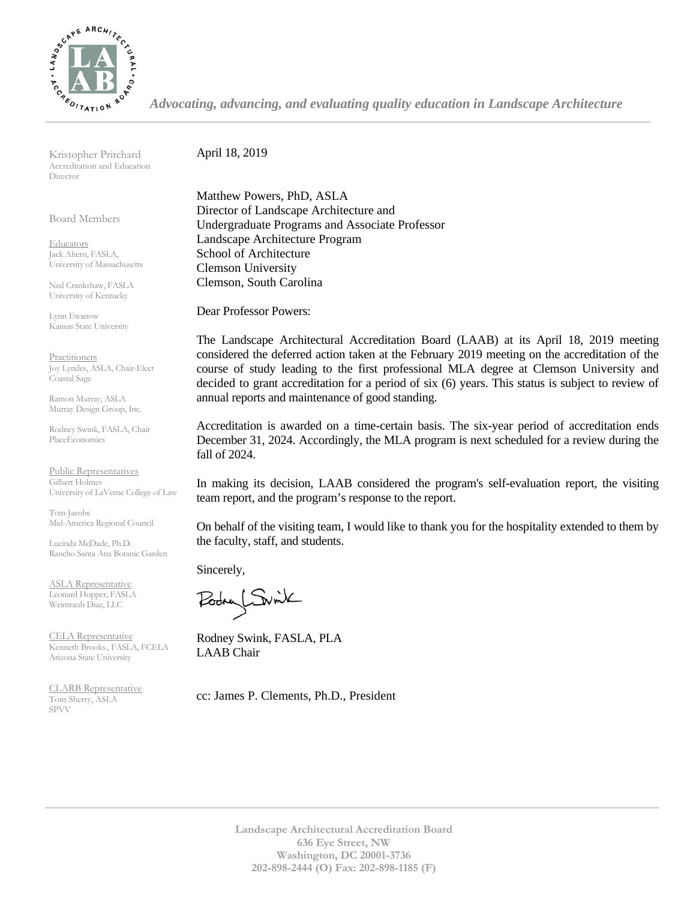*Advocating, advancing, and evaluating quality education in Landscape Architecture*

Kristopher Pritchard
Accreditation and Education Director

Board Members

Educators
Jack Ahern, FASLA, University of Massachusetts

Ned Crankshaw, FASLA
University of Kentucky

Lynn Ewanow
Kansas State University

Practitioners
Joy Lyndes, ASLA, Chair-Elect
Coastal Sage

Ramon Murray, ASLA
Murray Design Group, Inc.

Rodney Swink, FASLA, Chair
PlaceEconomics

Public Representatives
Gilbert Holmes
University of LaVerne College of Law

Tom Jacobs
Mid-America Regional Council

Lucinda McDade, Ph.D.
Rancho Santa Ana Botanic Garden

ASLA Representative
Leonard Hopper, FASLA
Weintraub Diaz, LLC

CELA Representative
Kenneth Brooks., FASLA, FCELA
Arizona State University

CLARB Representative
Tom Sherry, ASLA
SPVV

April 18, 2019

Matthew Powers, PhD, ASLA
Director of Landscape Architecture and
Undergraduate Programs and Associate Professor
Landscape Architecture Program
School of Architecture
Clemson University
Clemson, South Carolina

Dear Professor Powers:

The Landscape Architectural Accreditation Board (LAAB) at its April 18, 2019 meeting considered the deferred action taken at the February 2019 meeting on the accreditation of the course of study leading to the first professional MLA degree at Clemson University and decided to grant accreditation for a period of six (6) years. This status is subject to review of annual reports and maintenance of good standing.

Accreditation is awarded on a time-certain basis. The six-year period of accreditation ends December 31, 2024. Accordingly, the MLA program is next scheduled for a review during the fall of 2024.

In making its decision, LAAB considered the program's self-evaluation report, the visiting team report, and the program's response to the report.

On behalf of the visiting team, I would like to thank you for the hospitality extended to them by the faculty, staff, and students.

Sincerely,

Rodney Swink, FASLA, PLA
LAAB Chair

cc: James P. Clements, Ph.D., President

Landscape Architectural Accreditation Board
636 Eye Street, NW
Washington, DC 20001-3736
202-898-2444 (O) Fax: 202-898-1185 (F)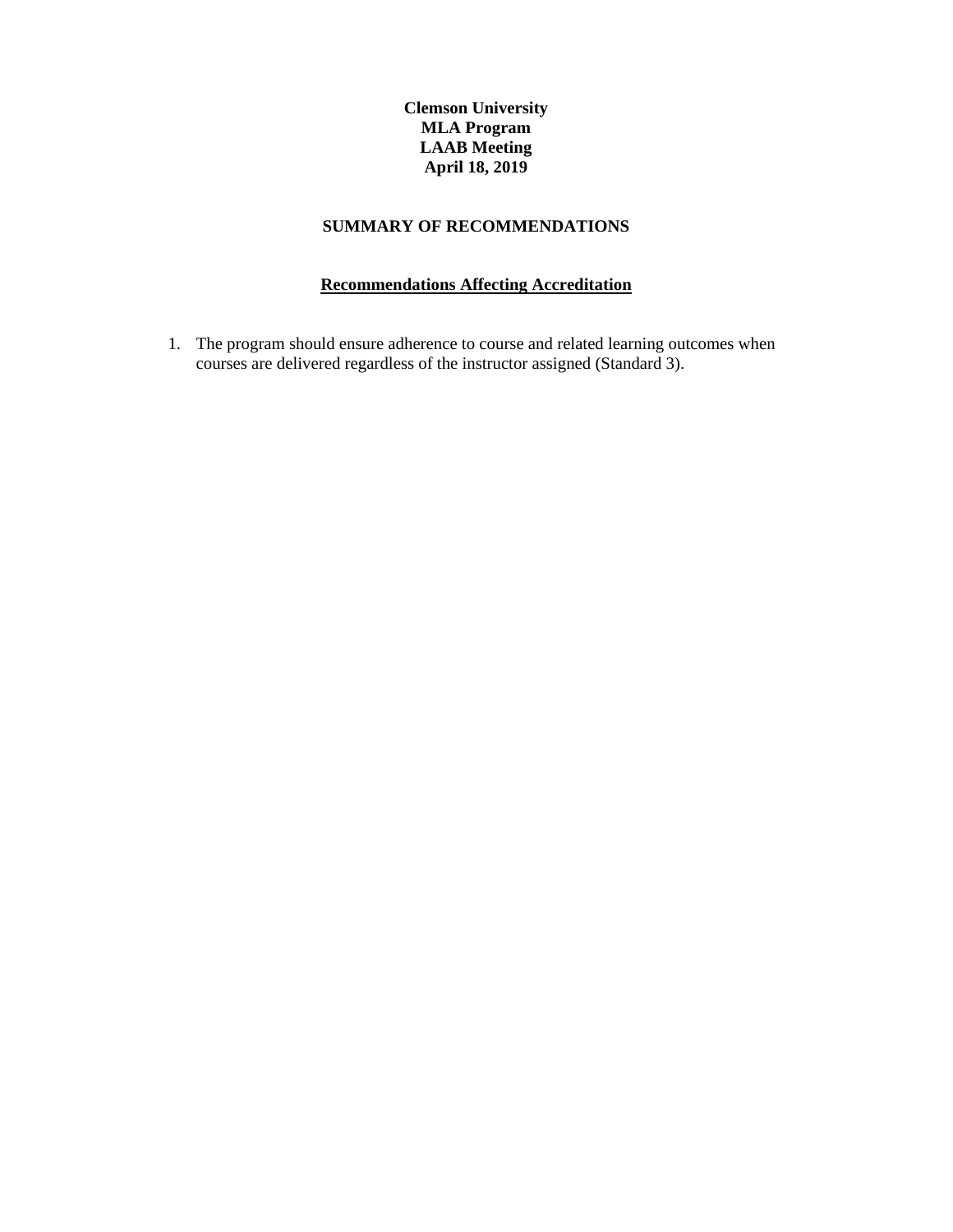**Clemson University**
**MLA Program**
**LAAB Meeting**
**April 18, 2019**

## SUMMARY OF RECOMMENDATIONS

### Recommendations Affecting Accreditation

1. The program should ensure adherence to course and related learning outcomes when courses are delivered regardless of the instructor assigned (Standard 3).